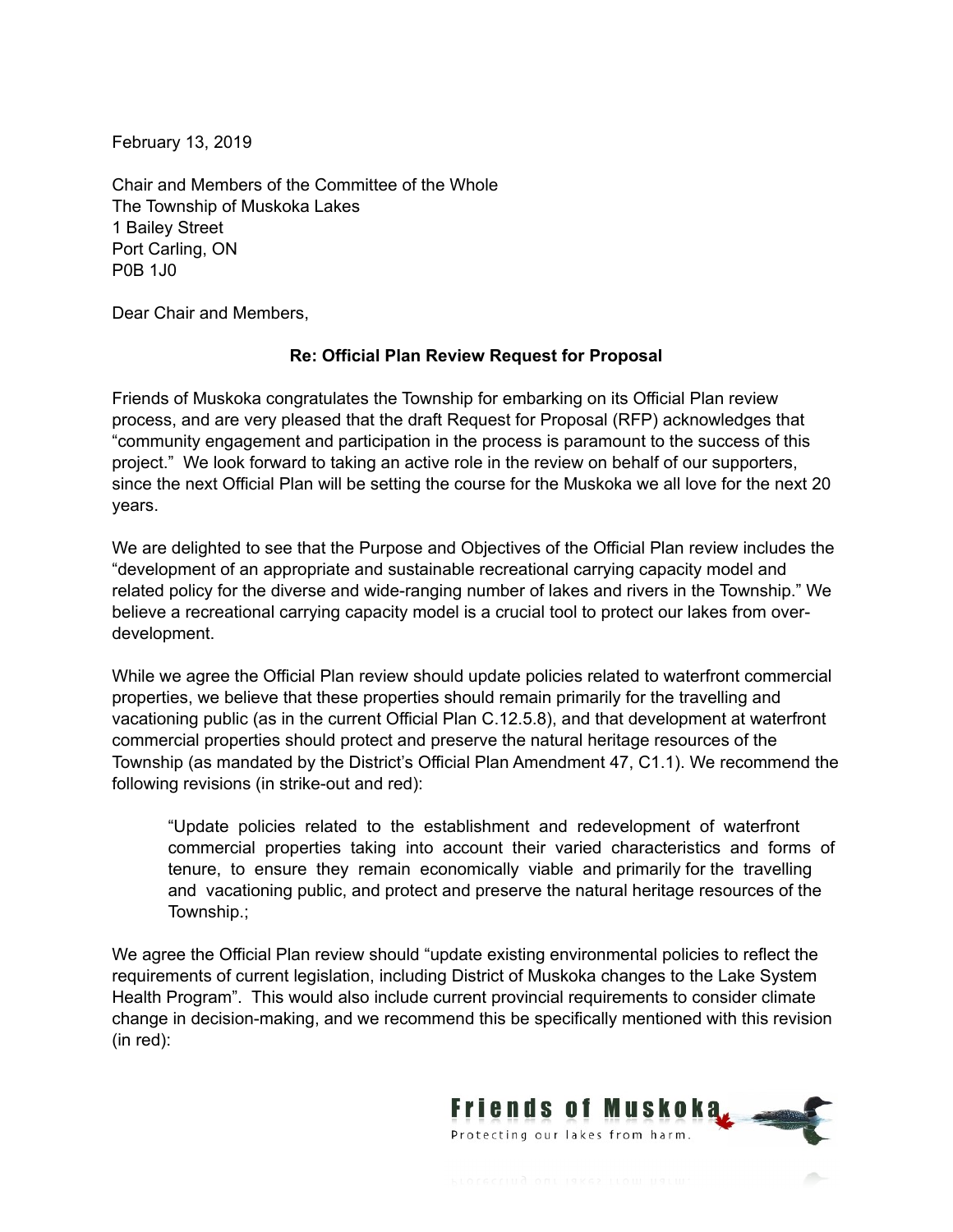February 13, 2019

Chair and Members of the Committee of the Whole
The Township of Muskoka Lakes
1 Bailey Street
Port Carling, ON
P0B 1J0

Dear Chair and Members,

**Re: Official Plan Review Request for Proposal**

Friends of Muskoka congratulates the Township for embarking on its Official Plan review process, and are very pleased that the draft Request for Proposal (RFP) acknowledges that "community engagement and participation in the process is paramount to the success of this project." We look forward to taking an active role in the review on behalf of our supporters, since the next Official Plan will be setting the course for the Muskoka we all love for the next 20 years.

We are delighted to see that the Purpose and Objectives of the Official Plan review includes the "development of an appropriate and sustainable recreational carrying capacity model and related policy for the diverse and wide-ranging number of lakes and rivers in the Township." We believe a recreational carrying capacity model is a crucial tool to protect our lakes from over-development.

While we agree the Official Plan review should update policies related to waterfront commercial properties, we believe that these properties should remain primarily for the travelling and vacationing public (as in the current Official Plan C.12.5.8), and that development at waterfront commercial properties should protect and preserve the natural heritage resources of the Township (as mandated by the District's Official Plan Amendment 47, C1.1). We recommend the following revisions (in strike-out and red):

> "Update policies related to the establishment and redevelopment of waterfront commercial properties taking into account their varied characteristics and forms of tenure, to ensure they remain economically viable and primarily for the travelling and vacationing public, and protect and preserve the natural heritage resources of the Township.;

We agree the Official Plan review should "update existing environmental policies to reflect the requirements of current legislation, including District of Muskoka changes to the Lake System Health Program". This would also include current provincial requirements to consider climate change in decision-making, and we recommend this be specifically mentioned with this revision (in red):

Friends of Muskoka
Protecting our lakes from harm.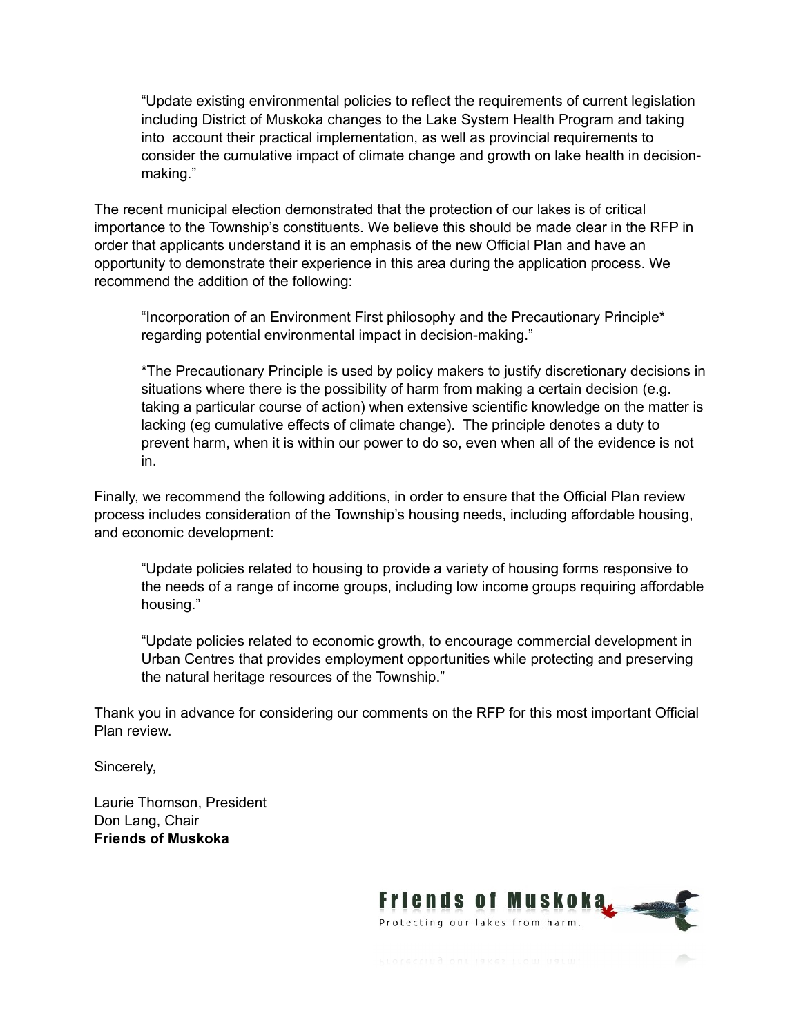"Update existing environmental policies to reflect the requirements of current legislation including District of Muskoka changes to the Lake System Health Program and taking into account their practical implementation, as well as provincial requirements to consider the cumulative impact of climate change and growth on lake health in decision-making."

The recent municipal election demonstrated that the protection of our lakes is of critical importance to the Township's constituents. We believe this should be made clear in the RFP in order that applicants understand it is an emphasis of the new Official Plan and have an opportunity to demonstrate their experience in this area during the application process. We recommend the addition of the following:

"Incorporation of an Environment First philosophy and the Precautionary Principle* regarding potential environmental impact in decision-making."

*The Precautionary Principle is used by policy makers to justify discretionary decisions in situations where there is the possibility of harm from making a certain decision (e.g. taking a particular course of action) when extensive scientific knowledge on the matter is lacking (eg cumulative effects of climate change). The principle denotes a duty to prevent harm, when it is within our power to do so, even when all of the evidence is not in.

Finally, we recommend the following additions, in order to ensure that the Official Plan review process includes consideration of the Township's housing needs, including affordable housing, and economic development:

"Update policies related to housing to provide a variety of housing forms responsive to the needs of a range of income groups, including low income groups requiring affordable housing."

"Update policies related to economic growth, to encourage commercial development in Urban Centres that provides employment opportunities while protecting and preserving the natural heritage resources of the Township."

Thank you in advance for considering our comments on the RFP for this most important Official Plan review.

Sincerely,

Laurie Thomson, President
Don Lang, Chair
**Friends of Muskoka**

Friends of Muskoka
Protecting our lakes from harm.